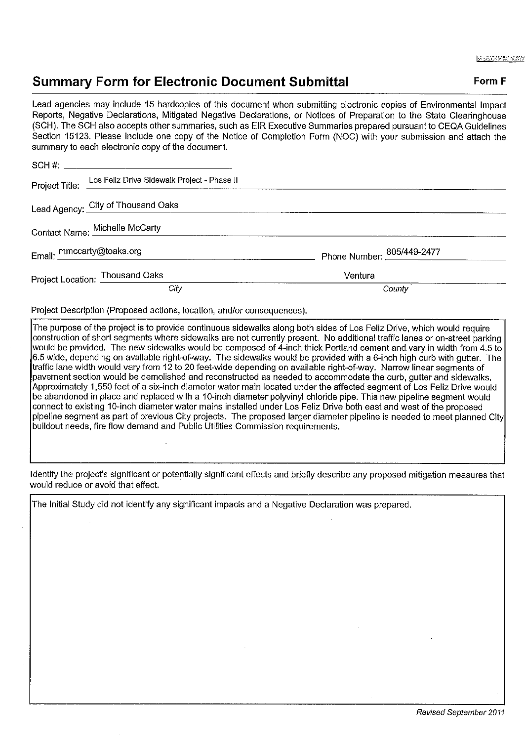## Summary Form for Electronic Document Submittal

**Form F**

Lead agencies may include 15 hardcopies of this document when submitting electronic copies of Environmental Impact Reports, Negative Declarations, Mitigated Negative Declarations, or Notices of Preparation to the State Clearinghouse (SCH). The SCH also accepts other summaries, such as EIR Executive Summaries prepared pursuant to CEQA Guidelines Section 15123. Please include one copy of the Notice of Completion Form (NOC) with your submission and attach the summary to each electronic copy of the document.

SCH #: ____________________

Project Title: Los Feliz Drive Sidewalk Project - Phase II

Lead Agency: City of Thousand Oaks

Contact Name: Michelle McCarty

Email: mmccarty@toaks.org  Phone Number: 805/449-2477

Project Location: Thousand Oaks (*City*)  Ventura (*County*)

Project Description (Proposed actions, location, and/or consequences).

The purpose of the project is to provide continuous sidewalks along both sides of Los Feliz Drive, which would require construction of short segments where sidewalks are not currently present. No additional traffic lanes or on-street parking would be provided. The new sidewalks would be composed of 4-inch thick Portland cement and vary in width from 4.5 to 6.5 wide, depending on available right-of-way. The sidewalks would be provided with a 6-inch high curb with gutter. The traffic lane width would vary from 12 to 20 feet-wide depending on available right-of-way. Narrow linear segments of pavement section would be demolished and reconstructed as needed to accommodate the curb, gutter and sidewalks. Approximately 1,550 feet of a six-inch diameter water main located under the affected segment of Los Feliz Drive would be abandoned in place and replaced with a 10-inch diameter polyvinyl chloride pipe. This new pipeline segment would connect to existing 10-inch diameter water mains installed under Los Feliz Drive both east and west of the proposed pipeline segment as part of previous City projects. The proposed larger diameter pipeline is needed to meet planned City buildout needs, fire flow demand and Public Utilities Commission requirements.

Identify the project's significant or potentially significant effects and briefly describe any proposed mitigation measures that would reduce or avoid that effect.

The Initial Study did not identify any significant impacts and a Negative Declaration was prepared.

*Revised September 2011*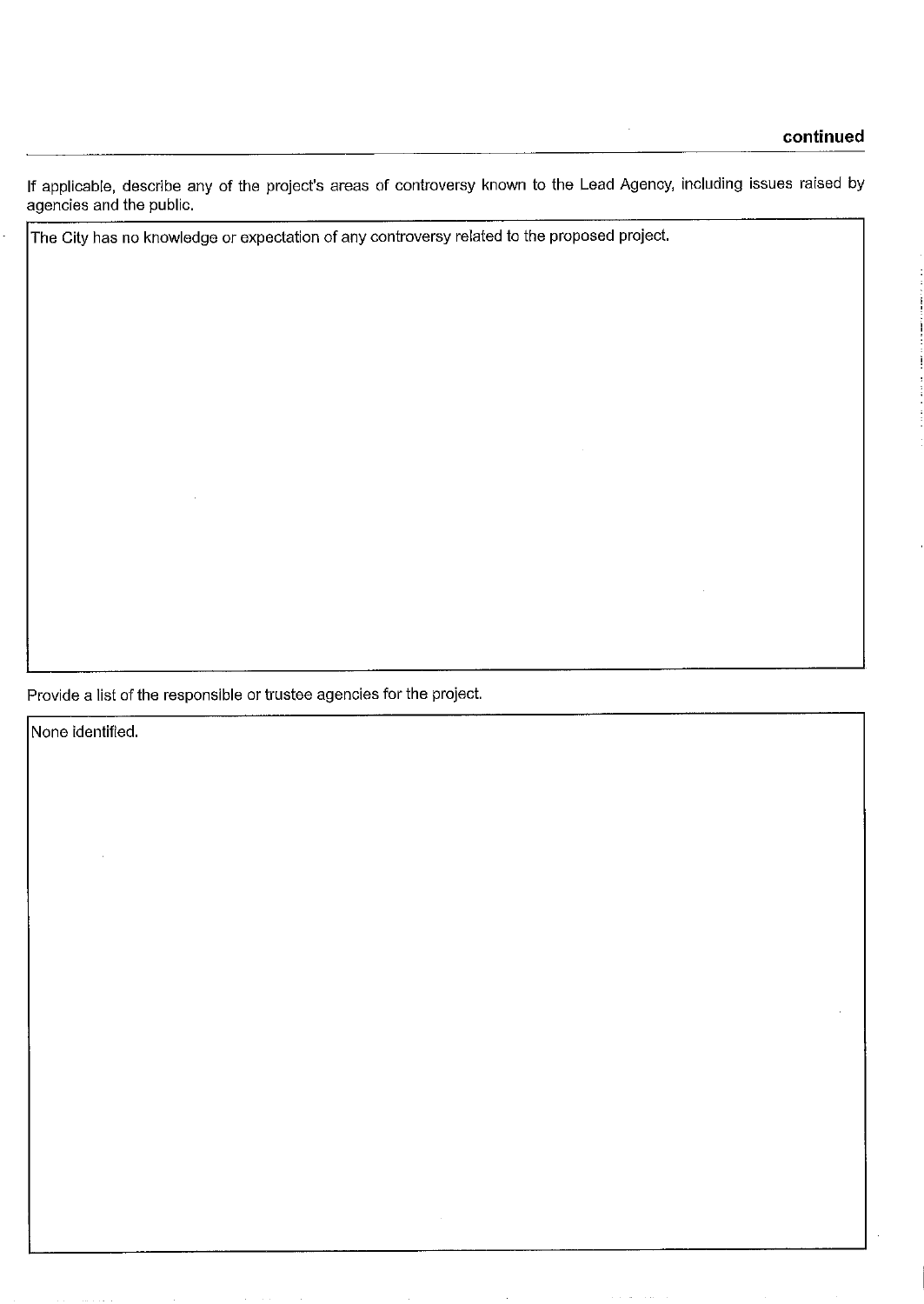**continued**

If applicable, describe any of the project's areas of controversy known to the Lead Agency, including issues raised by agencies and the public.

The City has no knowledge or expectation of any controversy related to the proposed project.

Provide a list of the responsible or trustee agencies for the project.

None identified.